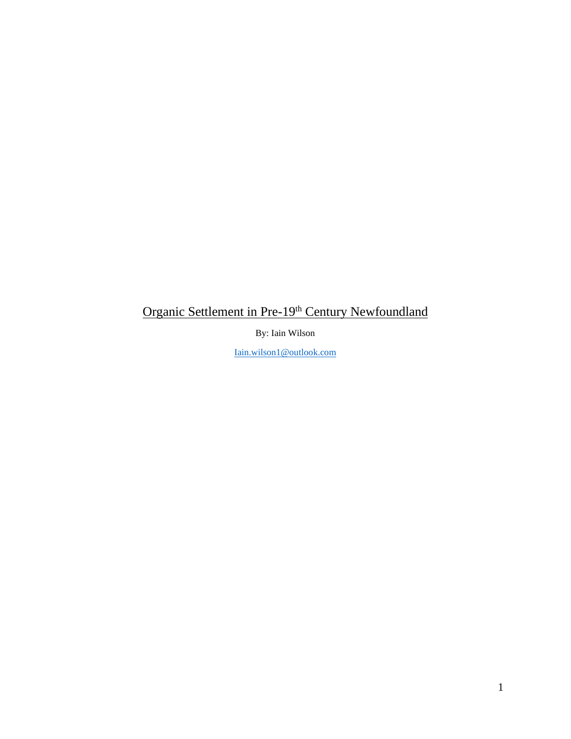# Organic Settlement in Pre-19th Century Newfoundland

By: Iain Wilson

Iain.wilson1@outlook.com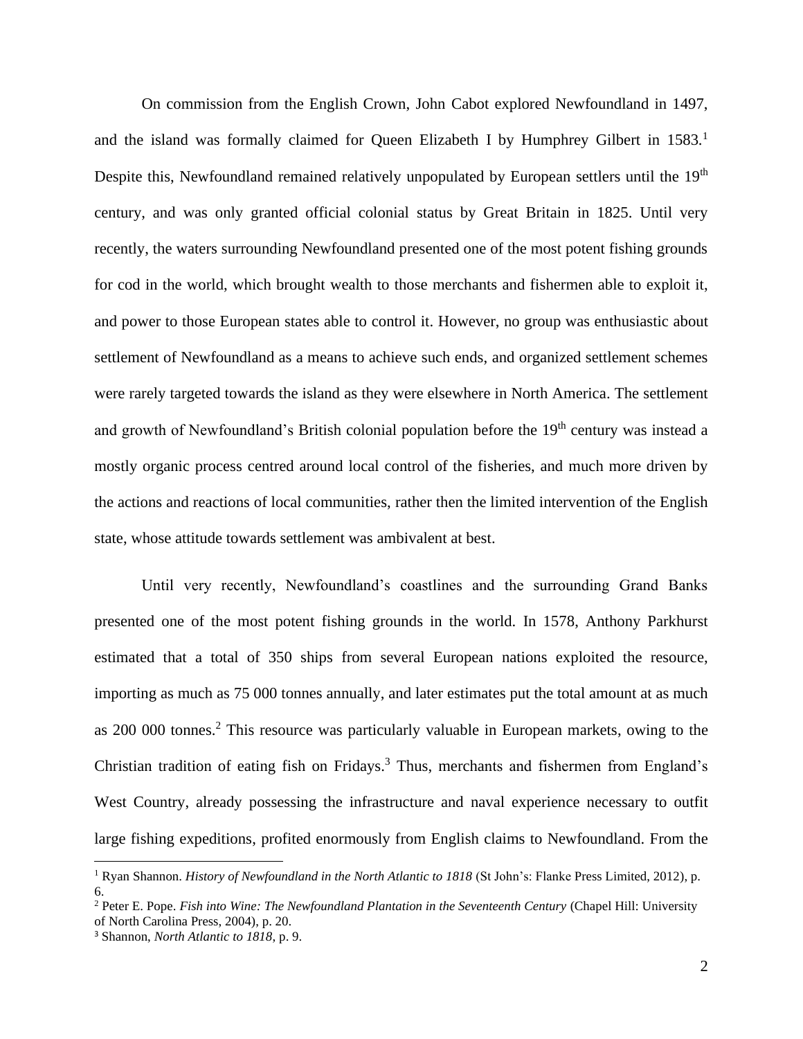On commission from the English Crown, John Cabot explored Newfoundland in 1497, and the island was formally claimed for Queen Elizabeth I by Humphrey Gilbert in 1583.[1] Despite this, Newfoundland remained relatively unpopulated by European settlers until the 19th century, and was only granted official colonial status by Great Britain in 1825. Until very recently, the waters surrounding Newfoundland presented one of the most potent fishing grounds for cod in the world, which brought wealth to those merchants and fishermen able to exploit it, and power to those European states able to control it. However, no group was enthusiastic about settlement of Newfoundland as a means to achieve such ends, and organized settlement schemes were rarely targeted towards the island as they were elsewhere in North America. The settlement and growth of Newfoundland's British colonial population before the 19th century was instead a mostly organic process centred around local control of the fisheries, and much more driven by the actions and reactions of local communities, rather then the limited intervention of the English state, whose attitude towards settlement was ambivalent at best.

Until very recently, Newfoundland's coastlines and the surrounding Grand Banks presented one of the most potent fishing grounds in the world. In 1578, Anthony Parkhurst estimated that a total of 350 ships from several European nations exploited the resource, importing as much as 75 000 tonnes annually, and later estimates put the total amount at as much as 200 000 tonnes.[2] This resource was particularly valuable in European markets, owing to the Christian tradition of eating fish on Fridays.[3] Thus, merchants and fishermen from England's West Country, already possessing the infrastructure and naval experience necessary to outfit large fishing expeditions, profited enormously from English claims to Newfoundland. From the

---

[1] Ryan Shannon. *History of Newfoundland in the North Atlantic to 1818* (St John's: Flanke Press Limited, 2012), p. 6.

[2] Peter E. Pope. *Fish into Wine: The Newfoundland Plantation in the Seventeenth Century* (Chapel Hill: University of North Carolina Press, 2004), p. 20.

[3] Shannon, *North Atlantic to 1818*, p. 9.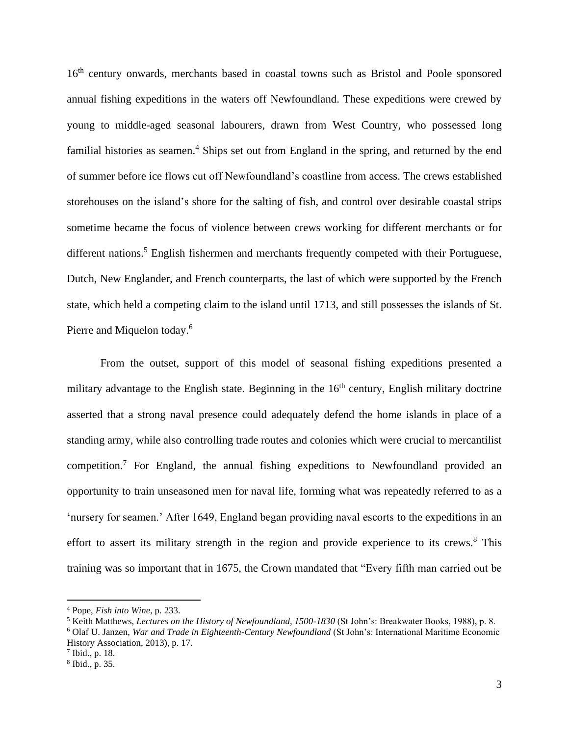16th century onwards, merchants based in coastal towns such as Bristol and Poole sponsored annual fishing expeditions in the waters off Newfoundland. These expeditions were crewed by young to middle-aged seasonal labourers, drawn from West Country, who possessed long familial histories as seamen.[4] Ships set out from England in the spring, and returned by the end of summer before ice flows cut off Newfoundland's coastline from access. The crews established storehouses on the island's shore for the salting of fish, and control over desirable coastal strips sometime became the focus of violence between crews working for different merchants or for different nations.[5] English fishermen and merchants frequently competed with their Portuguese, Dutch, New Englander, and French counterparts, the last of which were supported by the French state, which held a competing claim to the island until 1713, and still possesses the islands of St. Pierre and Miquelon today.[6]

From the outset, support of this model of seasonal fishing expeditions presented a military advantage to the English state. Beginning in the 16th century, English military doctrine asserted that a strong naval presence could adequately defend the home islands in place of a standing army, while also controlling trade routes and colonies which were crucial to mercantilist competition.[7] For England, the annual fishing expeditions to Newfoundland provided an opportunity to train unseasoned men for naval life, forming what was repeatedly referred to as a 'nursery for seamen.' After 1649, England began providing naval escorts to the expeditions in an effort to assert its military strength in the region and provide experience to its crews.[8] This training was so important that in 1675, the Crown mandated that "Every fifth man carried out be

---

[4] Pope, *Fish into Wine*, p. 233.

[5] Keith Matthews, *Lectures on the History of Newfoundland, 1500-1830* (St John's: Breakwater Books, 1988), p. 8.

[6] Olaf U. Janzen, *War and Trade in Eighteenth-Century Newfoundland* (St John's: International Maritime Economic History Association, 2013), p. 17.

[7] Ibid., p. 18.

[8] Ibid., p. 35.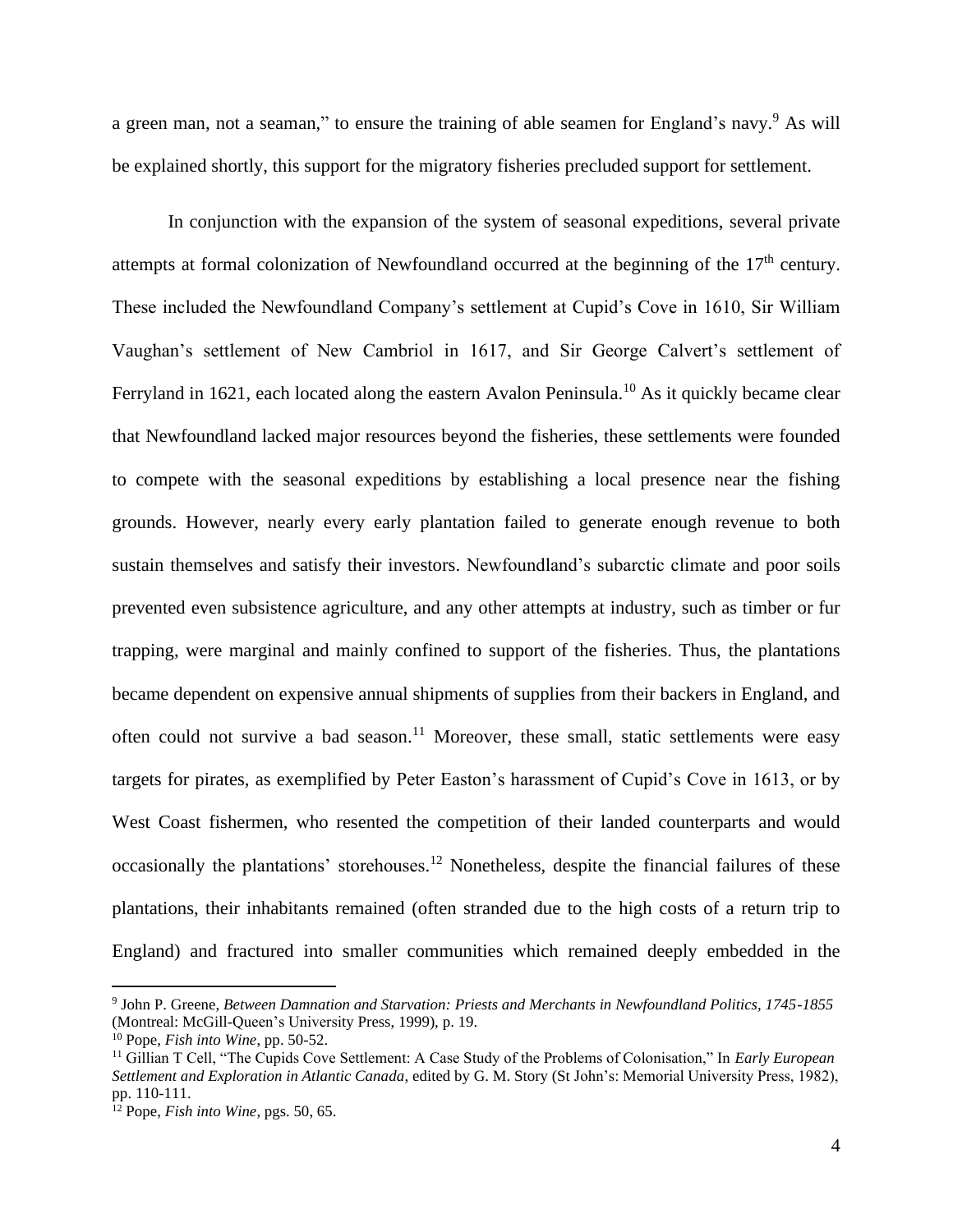a green man, not a seaman," to ensure the training of able seamen for England's navy.[9] As will be explained shortly, this support for the migratory fisheries precluded support for settlement.

In conjunction with the expansion of the system of seasonal expeditions, several private attempts at formal colonization of Newfoundland occurred at the beginning of the 17th century. These included the Newfoundland Company's settlement at Cupid's Cove in 1610, Sir William Vaughan's settlement of New Cambriol in 1617, and Sir George Calvert's settlement of Ferryland in 1621, each located along the eastern Avalon Peninsula.[10] As it quickly became clear that Newfoundland lacked major resources beyond the fisheries, these settlements were founded to compete with the seasonal expeditions by establishing a local presence near the fishing grounds. However, nearly every early plantation failed to generate enough revenue to both sustain themselves and satisfy their investors. Newfoundland's subarctic climate and poor soils prevented even subsistence agriculture, and any other attempts at industry, such as timber or fur trapping, were marginal and mainly confined to support of the fisheries. Thus, the plantations became dependent on expensive annual shipments of supplies from their backers in England, and often could not survive a bad season.[11] Moreover, these small, static settlements were easy targets for pirates, as exemplified by Peter Easton's harassment of Cupid's Cove in 1613, or by West Coast fishermen, who resented the competition of their landed counterparts and would occasionally the plantations' storehouses.[12] Nonetheless, despite the financial failures of these plantations, their inhabitants remained (often stranded due to the high costs of a return trip to England) and fractured into smaller communities which remained deeply embedded in the

---

[9] John P. Greene, *Between Damnation and Starvation: Priests and Merchants in Newfoundland Politics, 1745-1855* (Montreal: McGill-Queen's University Press, 1999), p. 19.

[10] Pope, *Fish into Wine*, pp. 50-52.

[11] Gillian T Cell, "The Cupids Cove Settlement: A Case Study of the Problems of Colonisation," In *Early European Settlement and Exploration in Atlantic Canada*, edited by G. M. Story (St John's: Memorial University Press, 1982), pp. 110-111.

[12] Pope, *Fish into Wine*, pgs. 50, 65.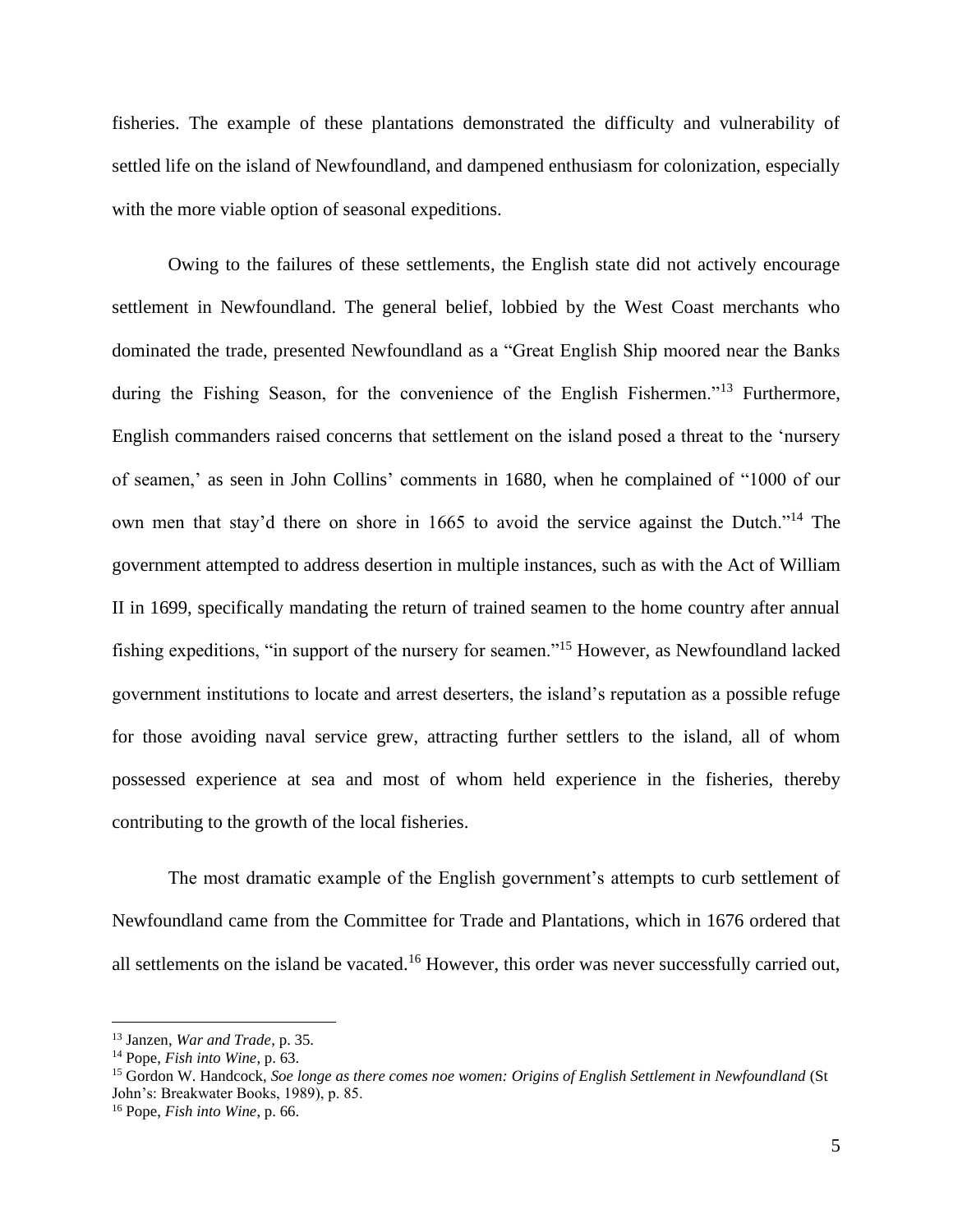fisheries. The example of these plantations demonstrated the difficulty and vulnerability of settled life on the island of Newfoundland, and dampened enthusiasm for colonization, especially with the more viable option of seasonal expeditions.

Owing to the failures of these settlements, the English state did not actively encourage settlement in Newfoundland. The general belief, lobbied by the West Coast merchants who dominated the trade, presented Newfoundland as a "Great English Ship moored near the Banks during the Fishing Season, for the convenience of the English Fishermen."[13] Furthermore, English commanders raised concerns that settlement on the island posed a threat to the 'nursery of seamen,' as seen in John Collins' comments in 1680, when he complained of "1000 of our own men that stay'd there on shore in 1665 to avoid the service against the Dutch."[14] The government attempted to address desertion in multiple instances, such as with the Act of William II in 1699, specifically mandating the return of trained seamen to the home country after annual fishing expeditions, "in support of the nursery for seamen."[15] However, as Newfoundland lacked government institutions to locate and arrest deserters, the island's reputation as a possible refuge for those avoiding naval service grew, attracting further settlers to the island, all of whom possessed experience at sea and most of whom held experience in the fisheries, thereby contributing to the growth of the local fisheries.

The most dramatic example of the English government's attempts to curb settlement of Newfoundland came from the Committee for Trade and Plantations, which in 1676 ordered that all settlements on the island be vacated.[16] However, this order was never successfully carried out,

---

[13] Janzen, *War and Trade*, p. 35.

[14] Pope, *Fish into Wine*, p. 63.

[15] Gordon W. Handcock, *Soe longe as there comes noe women: Origins of English Settlement in Newfoundland* (St John's: Breakwater Books, 1989), p. 85.

[16] Pope, *Fish into Wine*, p. 66.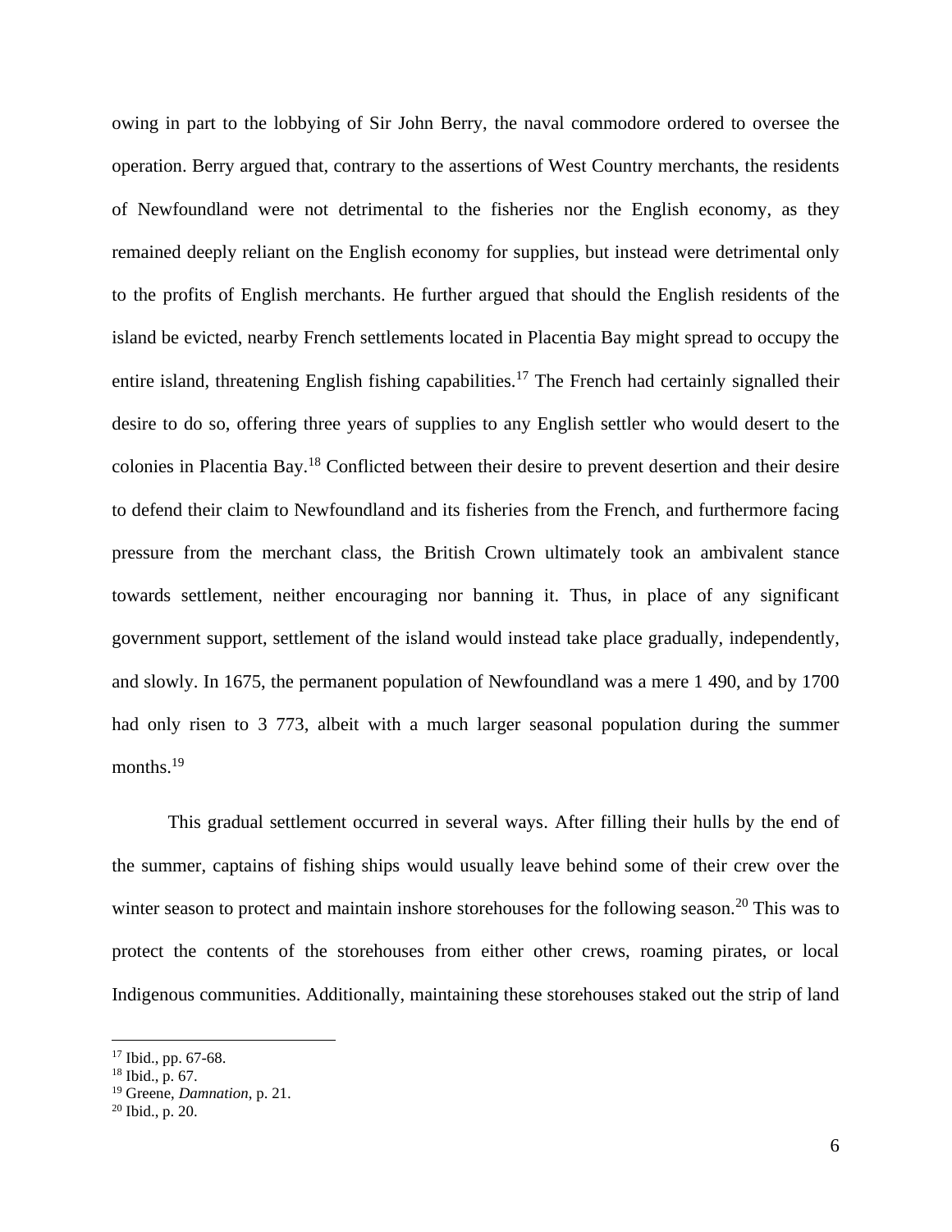owing in part to the lobbying of Sir John Berry, the naval commodore ordered to oversee the operation. Berry argued that, contrary to the assertions of West Country merchants, the residents of Newfoundland were not detrimental to the fisheries nor the English economy, as they remained deeply reliant on the English economy for supplies, but instead were detrimental only to the profits of English merchants. He further argued that should the English residents of the island be evicted, nearby French settlements located in Placentia Bay might spread to occupy the entire island, threatening English fishing capabilities.[17] The French had certainly signalled their desire to do so, offering three years of supplies to any English settler who would desert to the colonies in Placentia Bay.[18] Conflicted between their desire to prevent desertion and their desire to defend their claim to Newfoundland and its fisheries from the French, and furthermore facing pressure from the merchant class, the British Crown ultimately took an ambivalent stance towards settlement, neither encouraging nor banning it. Thus, in place of any significant government support, settlement of the island would instead take place gradually, independently, and slowly. In 1675, the permanent population of Newfoundland was a mere 1 490, and by 1700 had only risen to 3 773, albeit with a much larger seasonal population during the summer months.[19]

This gradual settlement occurred in several ways. After filling their hulls by the end of the summer, captains of fishing ships would usually leave behind some of their crew over the winter season to protect and maintain inshore storehouses for the following season.[20] This was to protect the contents of the storehouses from either other crews, roaming pirates, or local Indigenous communities. Additionally, maintaining these storehouses staked out the strip of land

---

[17] Ibid., pp. 67-68.
[18] Ibid., p. 67.
[19] Greene, *Damnation*, p. 21.
[20] Ibid., p. 20.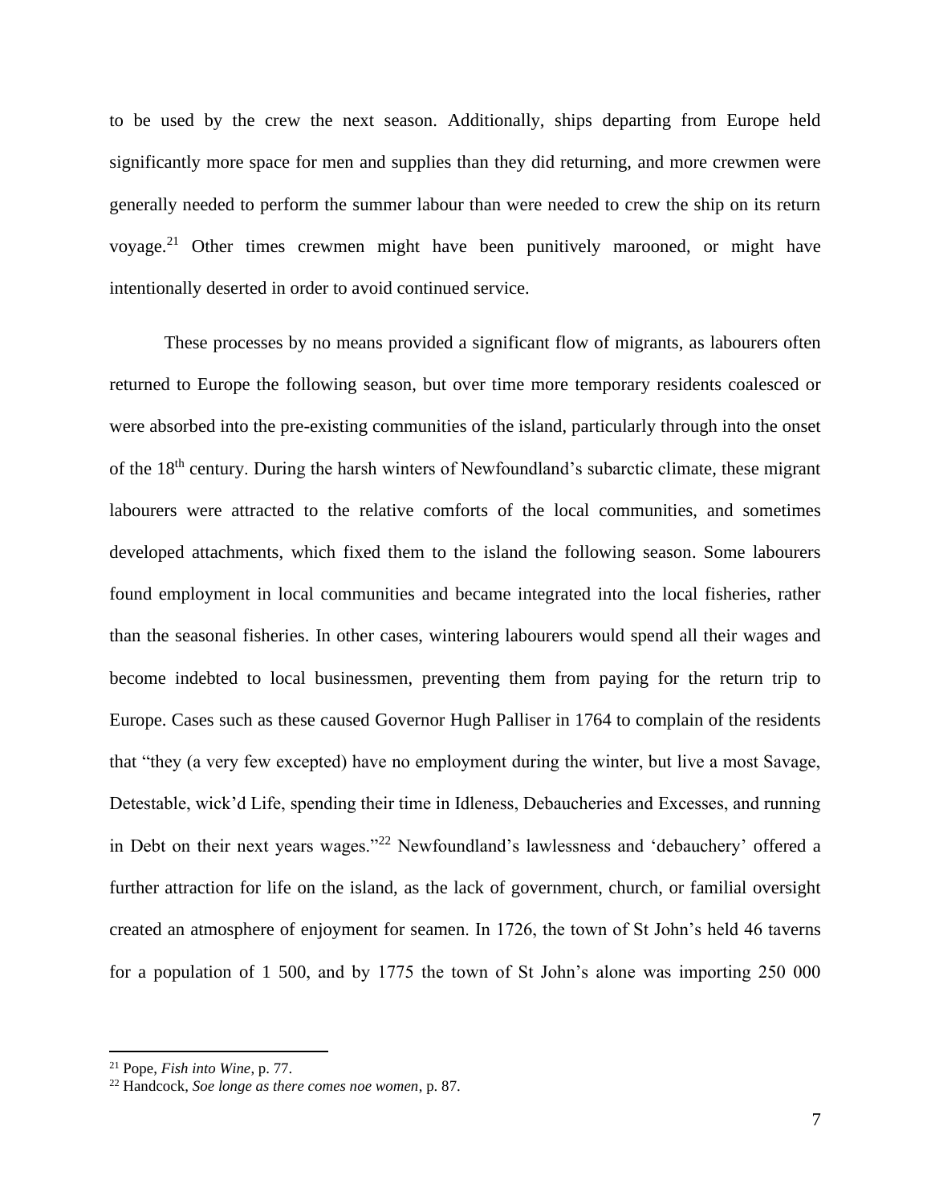to be used by the crew the next season. Additionally, ships departing from Europe held significantly more space for men and supplies than they did returning, and more crewmen were generally needed to perform the summer labour than were needed to crew the ship on its return voyage.[21] Other times crewmen might have been punitively marooned, or might have intentionally deserted in order to avoid continued service.

These processes by no means provided a significant flow of migrants, as labourers often returned to Europe the following season, but over time more temporary residents coalesced or were absorbed into the pre-existing communities of the island, particularly through into the onset of the 18th century. During the harsh winters of Newfoundland's subarctic climate, these migrant labourers were attracted to the relative comforts of the local communities, and sometimes developed attachments, which fixed them to the island the following season. Some labourers found employment in local communities and became integrated into the local fisheries, rather than the seasonal fisheries. In other cases, wintering labourers would spend all their wages and become indebted to local businessmen, preventing them from paying for the return trip to Europe. Cases such as these caused Governor Hugh Palliser in 1764 to complain of the residents that "they (a very few excepted) have no employment during the winter, but live a most Savage, Detestable, wick'd Life, spending their time in Idleness, Debaucheries and Excesses, and running in Debt on their next years wages."[22] Newfoundland's lawlessness and 'debauchery' offered a further attraction for life on the island, as the lack of government, church, or familial oversight created an atmosphere of enjoyment for seamen. In 1726, the town of St John's held 46 taverns for a population of 1 500, and by 1775 the town of St John's alone was importing 250 000

[21] Pope, *Fish into Wine*, p. 77.

[22] Handcock, *Soe longe as there comes noe women*, p. 87.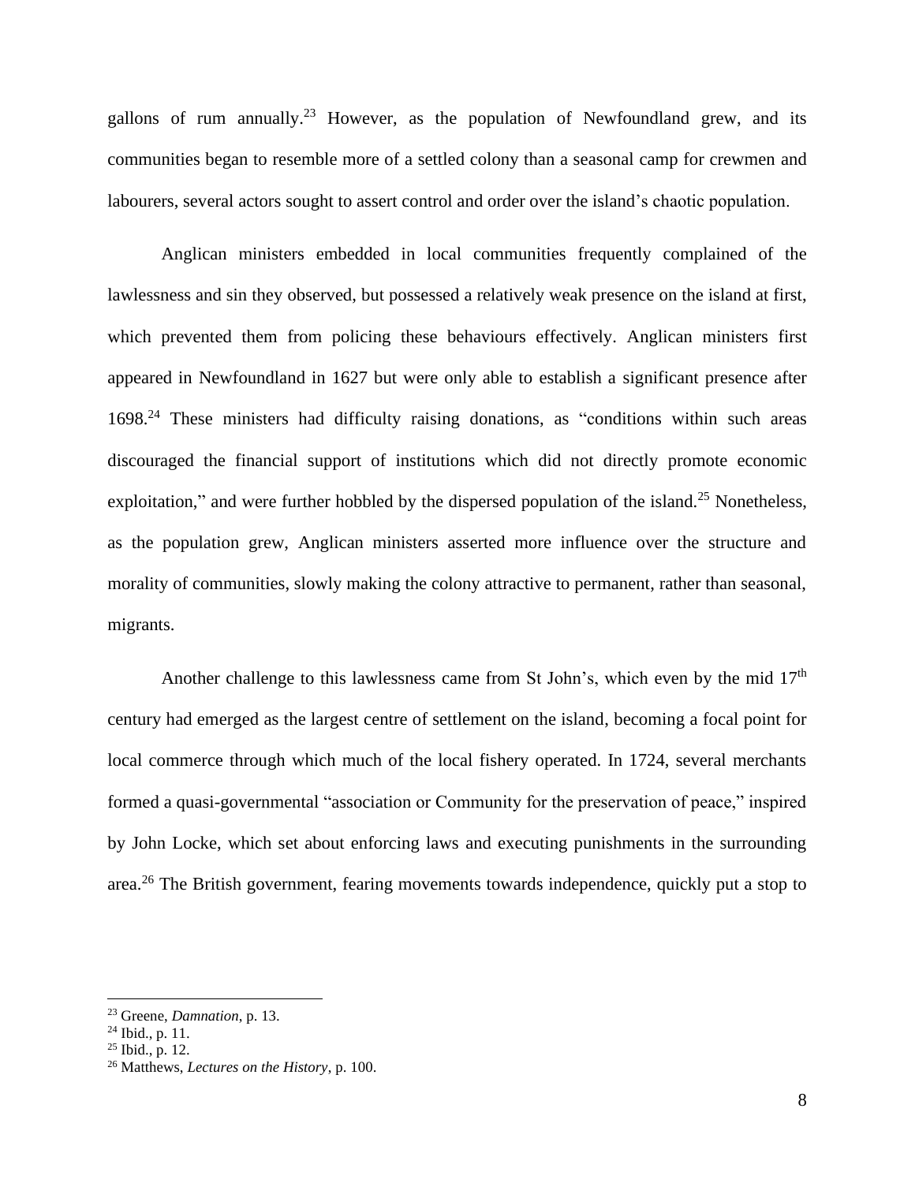gallons of rum annually.[23] However, as the population of Newfoundland grew, and its communities began to resemble more of a settled colony than a seasonal camp for crewmen and labourers, several actors sought to assert control and order over the island's chaotic population.

Anglican ministers embedded in local communities frequently complained of the lawlessness and sin they observed, but possessed a relatively weak presence on the island at first, which prevented them from policing these behaviours effectively. Anglican ministers first appeared in Newfoundland in 1627 but were only able to establish a significant presence after 1698.[24] These ministers had difficulty raising donations, as "conditions within such areas discouraged the financial support of institutions which did not directly promote economic exploitation," and were further hobbled by the dispersed population of the island.[25] Nonetheless, as the population grew, Anglican ministers asserted more influence over the structure and morality of communities, slowly making the colony attractive to permanent, rather than seasonal, migrants.

Another challenge to this lawlessness came from St John's, which even by the mid 17th century had emerged as the largest centre of settlement on the island, becoming a focal point for local commerce through which much of the local fishery operated. In 1724, several merchants formed a quasi-governmental "association or Community for the preservation of peace," inspired by John Locke, which set about enforcing laws and executing punishments in the surrounding area.[26] The British government, fearing movements towards independence, quickly put a stop to

---

[23] Greene, *Damnation*, p. 13.
[24] Ibid., p. 11.
[25] Ibid., p. 12.
[26] Matthews, *Lectures on the History*, p. 100.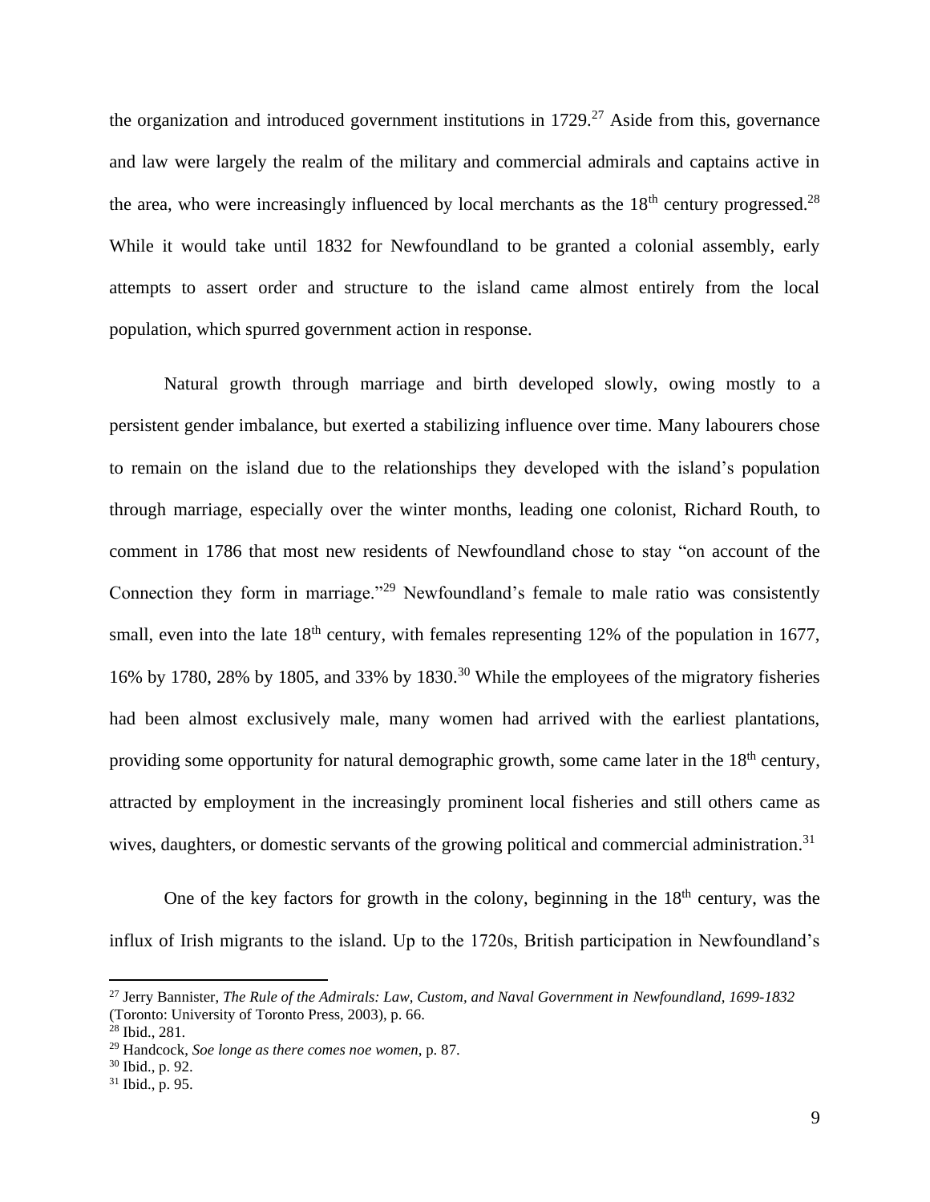the organization and introduced government institutions in 1729.[27] Aside from this, governance and law were largely the realm of the military and commercial admirals and captains active in the area, who were increasingly influenced by local merchants as the 18th century progressed.[28] While it would take until 1832 for Newfoundland to be granted a colonial assembly, early attempts to assert order and structure to the island came almost entirely from the local population, which spurred government action in response.

Natural growth through marriage and birth developed slowly, owing mostly to a persistent gender imbalance, but exerted a stabilizing influence over time. Many labourers chose to remain on the island due to the relationships they developed with the island's population through marriage, especially over the winter months, leading one colonist, Richard Routh, to comment in 1786 that most new residents of Newfoundland chose to stay "on account of the Connection they form in marriage."[29] Newfoundland's female to male ratio was consistently small, even into the late 18th century, with females representing 12% of the population in 1677, 16% by 1780, 28% by 1805, and 33% by 1830.[30] While the employees of the migratory fisheries had been almost exclusively male, many women had arrived with the earliest plantations, providing some opportunity for natural demographic growth, some came later in the 18th century, attracted by employment in the increasingly prominent local fisheries and still others came as wives, daughters, or domestic servants of the growing political and commercial administration.[31]

One of the key factors for growth in the colony, beginning in the 18th century, was the influx of Irish migrants to the island. Up to the 1720s, British participation in Newfoundland's

---

[27] Jerry Bannister, *The Rule of the Admirals: Law, Custom, and Naval Government in Newfoundland, 1699-1832* (Toronto: University of Toronto Press, 2003), p. 66.

[28] Ibid., 281.

[29] Handcock, *Soe longe as there comes noe women*, p. 87.

[30] Ibid., p. 92.

[31] Ibid., p. 95.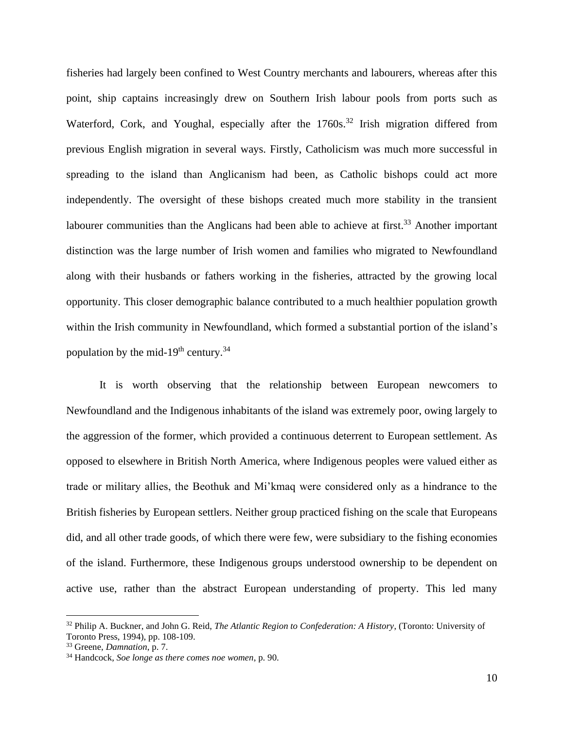fisheries had largely been confined to West Country merchants and labourers, whereas after this point, ship captains increasingly drew on Southern Irish labour pools from ports such as Waterford, Cork, and Youghal, especially after the 1760s.[32] Irish migration differed from previous English migration in several ways. Firstly, Catholicism was much more successful in spreading to the island than Anglicanism had been, as Catholic bishops could act more independently. The oversight of these bishops created much more stability in the transient labourer communities than the Anglicans had been able to achieve at first.[33] Another important distinction was the large number of Irish women and families who migrated to Newfoundland along with their husbands or fathers working in the fisheries, attracted by the growing local opportunity. This closer demographic balance contributed to a much healthier population growth within the Irish community in Newfoundland, which formed a substantial portion of the island's population by the mid-19th century.[34]

It is worth observing that the relationship between European newcomers to Newfoundland and the Indigenous inhabitants of the island was extremely poor, owing largely to the aggression of the former, which provided a continuous deterrent to European settlement. As opposed to elsewhere in British North America, where Indigenous peoples were valued either as trade or military allies, the Beothuk and Mi'kmaq were considered only as a hindrance to the British fisheries by European settlers. Neither group practiced fishing on the scale that Europeans did, and all other trade goods, of which there were few, were subsidiary to the fishing economies of the island. Furthermore, these Indigenous groups understood ownership to be dependent on active use, rather than the abstract European understanding of property. This led many

---

[32] Philip A. Buckner, and John G. Reid, *The Atlantic Region to Confederation: A History*, (Toronto: University of Toronto Press, 1994), pp. 108-109.

[33] Greene, *Damnation*, p. 7.

[34] Handcock, *Soe longe as there comes noe women*, p. 90.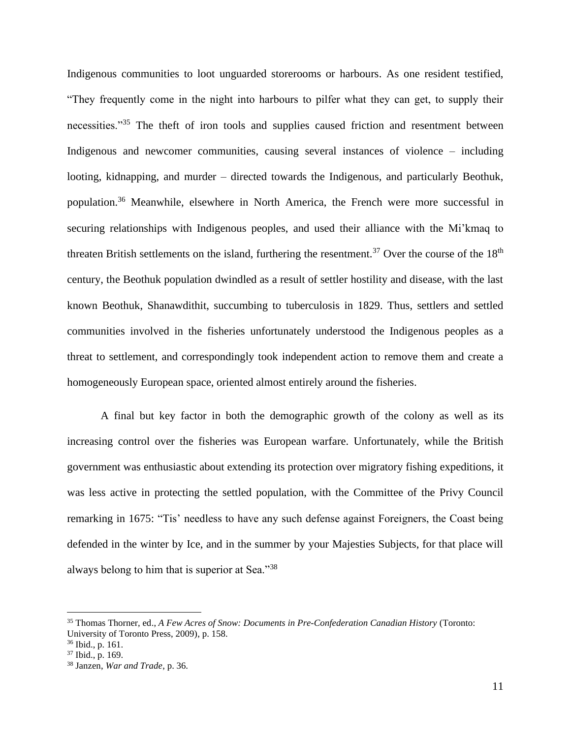Indigenous communities to loot unguarded storerooms or harbours. As one resident testified, "They frequently come in the night into harbours to pilfer what they can get, to supply their necessities."[35] The theft of iron tools and supplies caused friction and resentment between Indigenous and newcomer communities, causing several instances of violence – including looting, kidnapping, and murder – directed towards the Indigenous, and particularly Beothuk, population.[36] Meanwhile, elsewhere in North America, the French were more successful in securing relationships with Indigenous peoples, and used their alliance with the Mi'kmaq to threaten British settlements on the island, furthering the resentment.[37] Over the course of the 18th century, the Beothuk population dwindled as a result of settler hostility and disease, with the last known Beothuk, Shanawdithit, succumbing to tuberculosis in 1829. Thus, settlers and settled communities involved in the fisheries unfortunately understood the Indigenous peoples as a threat to settlement, and correspondingly took independent action to remove them and create a homogeneously European space, oriented almost entirely around the fisheries.

A final but key factor in both the demographic growth of the colony as well as its increasing control over the fisheries was European warfare. Unfortunately, while the British government was enthusiastic about extending its protection over migratory fishing expeditions, it was less active in protecting the settled population, with the Committee of the Privy Council remarking in 1675: "Tis' needless to have any such defense against Foreigners, the Coast being defended in the winter by Ice, and in the summer by your Majesties Subjects, for that place will always belong to him that is superior at Sea."[38]

---

[35] Thomas Thorner, ed., *A Few Acres of Snow: Documents in Pre-Confederation Canadian History* (Toronto: University of Toronto Press, 2009), p. 158.

[36] Ibid., p. 161.

[37] Ibid., p. 169.

[38] Janzen, *War and Trade*, p. 36.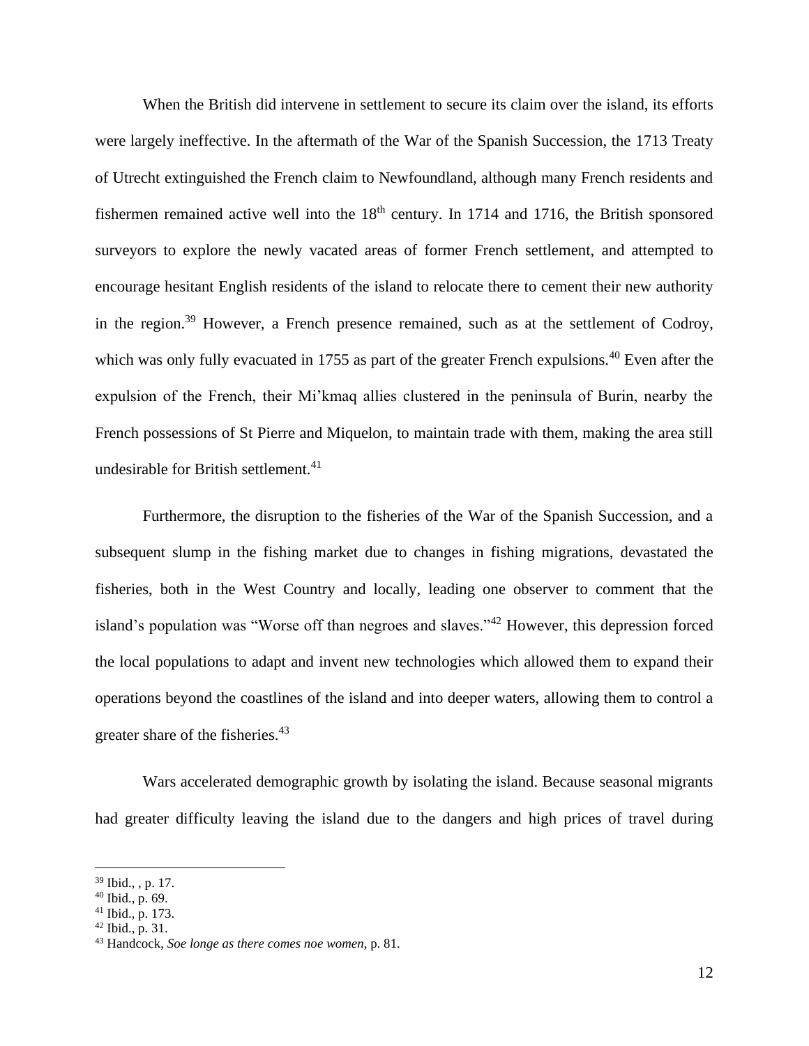When the British did intervene in settlement to secure its claim over the island, its efforts were largely ineffective. In the aftermath of the War of the Spanish Succession, the 1713 Treaty of Utrecht extinguished the French claim to Newfoundland, although many French residents and fishermen remained active well into the 18th century. In 1714 and 1716, the British sponsored surveyors to explore the newly vacated areas of former French settlement, and attempted to encourage hesitant English residents of the island to relocate there to cement their new authority in the region.[39] However, a French presence remained, such as at the settlement of Codroy, which was only fully evacuated in 1755 as part of the greater French expulsions.[40] Even after the expulsion of the French, their Mi'kmaq allies clustered in the peninsula of Burin, nearby the French possessions of St Pierre and Miquelon, to maintain trade with them, making the area still undesirable for British settlement.[41]

Furthermore, the disruption to the fisheries of the War of the Spanish Succession, and a subsequent slump in the fishing market due to changes in fishing migrations, devastated the fisheries, both in the West Country and locally, leading one observer to comment that the island's population was "Worse off than negroes and slaves."[42] However, this depression forced the local populations to adapt and invent new technologies which allowed them to expand their operations beyond the coastlines of the island and into deeper waters, allowing them to control a greater share of the fisheries.[43]

Wars accelerated demographic growth by isolating the island. Because seasonal migrants had greater difficulty leaving the island due to the dangers and high prices of travel during

---

[39] Ibid., , p. 17.
[40] Ibid., p. 69.
[41] Ibid., p. 173.
[42] Ibid., p. 31.
[43] Handcock, *Soe longe as there comes noe women*, p. 81.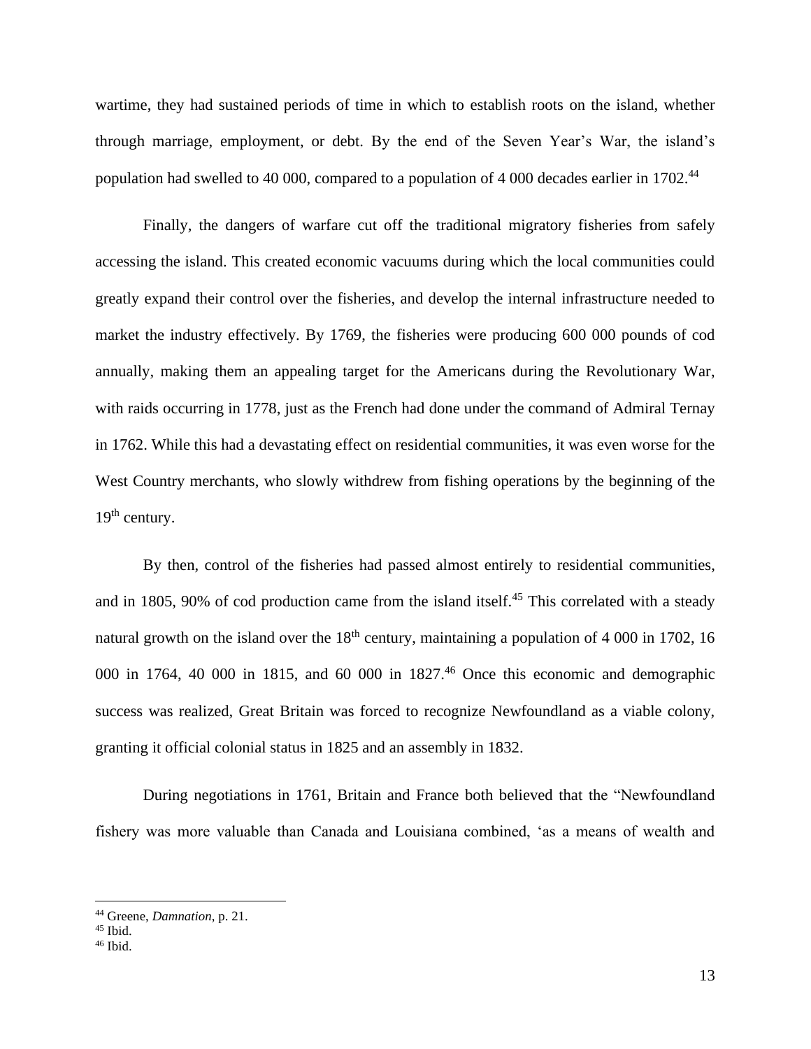wartime, they had sustained periods of time in which to establish roots on the island, whether through marriage, employment, or debt. By the end of the Seven Year's War, the island's population had swelled to 40 000, compared to a population of 4 000 decades earlier in 1702.[44]

Finally, the dangers of warfare cut off the traditional migratory fisheries from safely accessing the island. This created economic vacuums during which the local communities could greatly expand their control over the fisheries, and develop the internal infrastructure needed to market the industry effectively. By 1769, the fisheries were producing 600 000 pounds of cod annually, making them an appealing target for the Americans during the Revolutionary War, with raids occurring in 1778, just as the French had done under the command of Admiral Ternay in 1762. While this had a devastating effect on residential communities, it was even worse for the West Country merchants, who slowly withdrew from fishing operations by the beginning of the 19th century.

By then, control of the fisheries had passed almost entirely to residential communities, and in 1805, 90% of cod production came from the island itself.[45] This correlated with a steady natural growth on the island over the 18th century, maintaining a population of 4 000 in 1702, 16 000 in 1764, 40 000 in 1815, and 60 000 in 1827.[46] Once this economic and demographic success was realized, Great Britain was forced to recognize Newfoundland as a viable colony, granting it official colonial status in 1825 and an assembly in 1832.

During negotiations in 1761, Britain and France both believed that the "Newfoundland fishery was more valuable than Canada and Louisiana combined, 'as a means of wealth and

---

[44] Greene, *Damnation*, p. 21.
[45] Ibid.
[46] Ibid.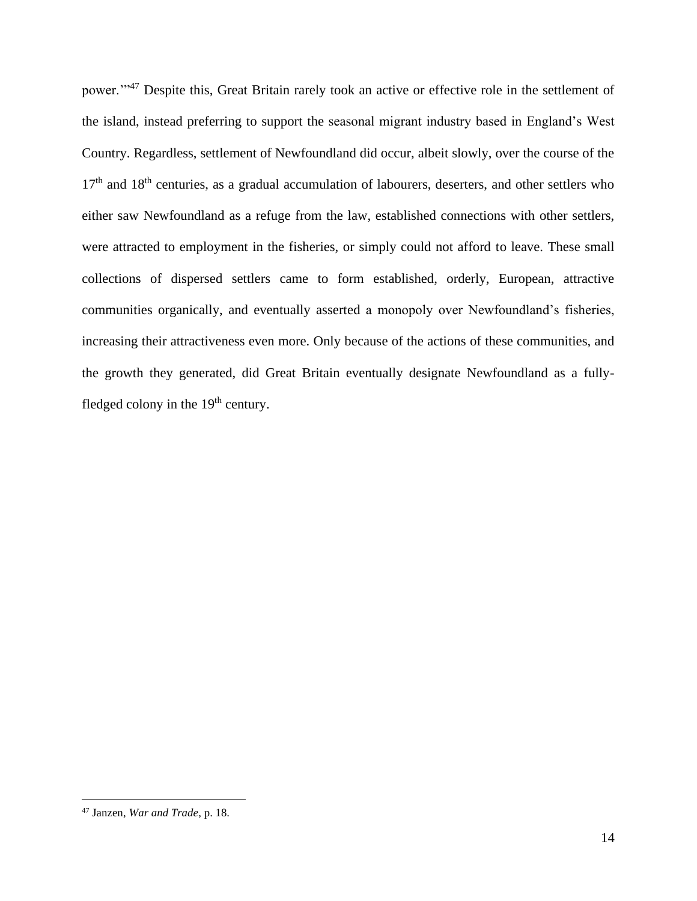power.'"[47] Despite this, Great Britain rarely took an active or effective role in the settlement of the island, instead preferring to support the seasonal migrant industry based in England's West Country. Regardless, settlement of Newfoundland did occur, albeit slowly, over the course of the 17th and 18th centuries, as a gradual accumulation of labourers, deserters, and other settlers who either saw Newfoundland as a refuge from the law, established connections with other settlers, were attracted to employment in the fisheries, or simply could not afford to leave. These small collections of dispersed settlers came to form established, orderly, European, attractive communities organically, and eventually asserted a monopoly over Newfoundland's fisheries, increasing their attractiveness even more. Only because of the actions of these communities, and the growth they generated, did Great Britain eventually designate Newfoundland as a fully-fledged colony in the 19th century.

---

[47] Janzen, *War and Trade*, p. 18.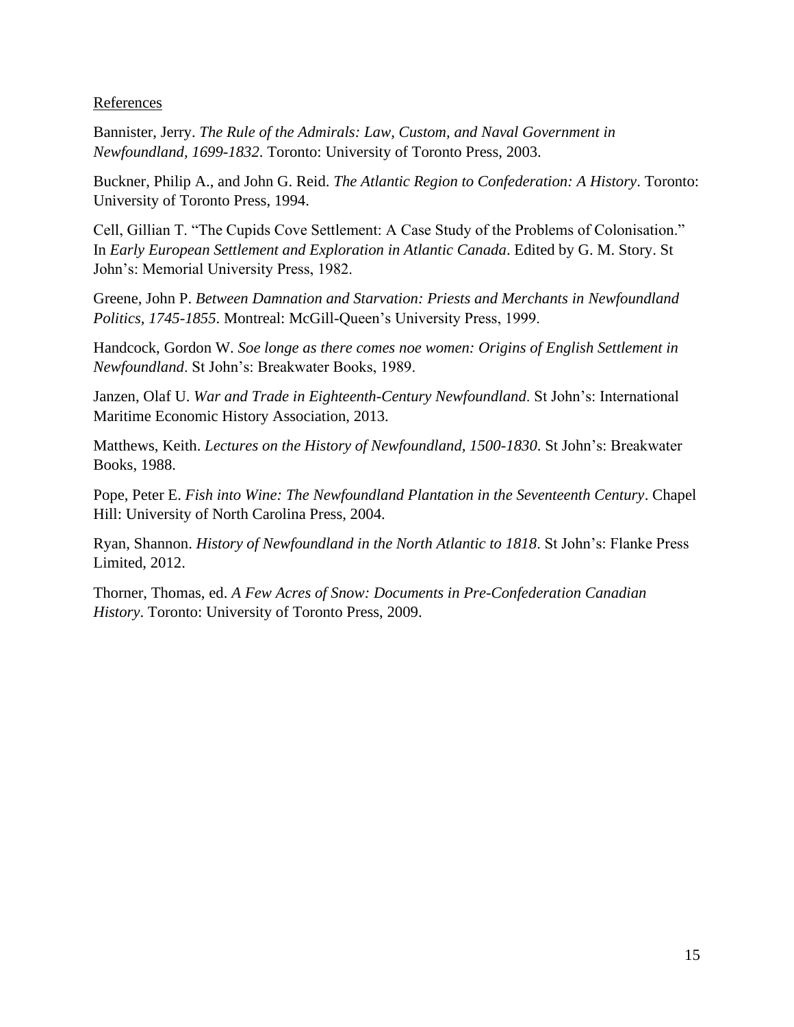References

Bannister, Jerry. *The Rule of the Admirals: Law, Custom, and Naval Government in Newfoundland, 1699-1832*. Toronto: University of Toronto Press, 2003.

Buckner, Philip A., and John G. Reid. *The Atlantic Region to Confederation: A History*. Toronto: University of Toronto Press, 1994.

Cell, Gillian T. "The Cupids Cove Settlement: A Case Study of the Problems of Colonisation." In *Early European Settlement and Exploration in Atlantic Canada*. Edited by G. M. Story. St John's: Memorial University Press, 1982.

Greene, John P. *Between Damnation and Starvation: Priests and Merchants in Newfoundland Politics, 1745-1855*. Montreal: McGill-Queen's University Press, 1999.

Handcock, Gordon W. *Soe longe as there comes noe women: Origins of English Settlement in Newfoundland*. St John's: Breakwater Books, 1989.

Janzen, Olaf U. *War and Trade in Eighteenth-Century Newfoundland*. St John's: International Maritime Economic History Association, 2013.

Matthews, Keith. *Lectures on the History of Newfoundland, 1500-1830*. St John's: Breakwater Books, 1988.

Pope, Peter E. *Fish into Wine: The Newfoundland Plantation in the Seventeenth Century*. Chapel Hill: University of North Carolina Press, 2004.

Ryan, Shannon. *History of Newfoundland in the North Atlantic to 1818*. St John's: Flanke Press Limited, 2012.

Thorner, Thomas, ed. *A Few Acres of Snow: Documents in Pre-Confederation Canadian History*. Toronto: University of Toronto Press, 2009.